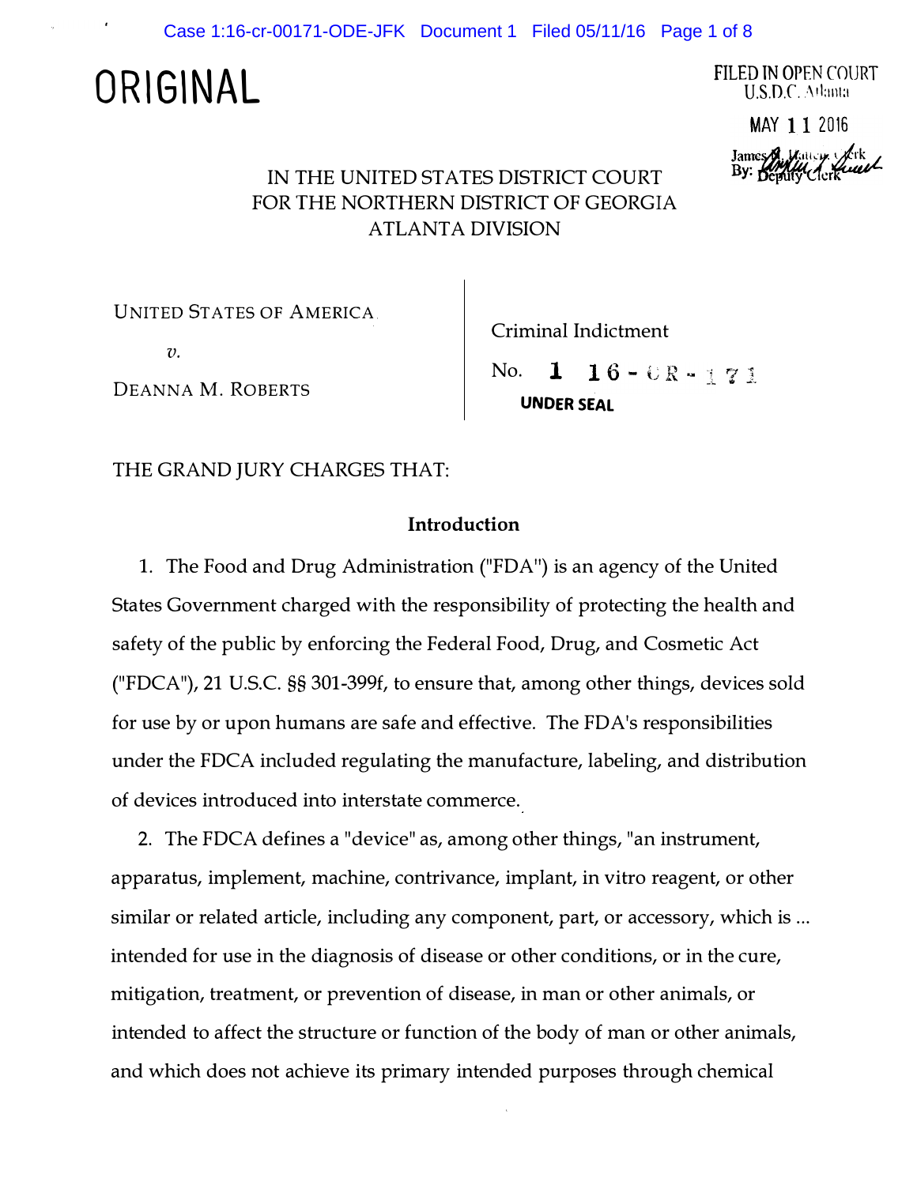# ORIGINAL

FILED IN OPEN COURT
U.S.D.C. Atlanta

MAY 11 2016

James N. Hatten, Clerk
By: Deputy Clerk

IN THE UNITED STATES DISTRICT COURT
FOR THE NORTHERN DISTRICT OF GEORGIA
ATLANTA DIVISION

UNITED STATES OF AMERICA

*v.*

DEANNA M. ROBERTS

Criminal Indictment

No. 1 16-CR-171

**UNDER SEAL**

THE GRAND JURY CHARGES THAT:

## Introduction

1. The Food and Drug Administration ("FDA") is an agency of the United States Government charged with the responsibility of protecting the health and safety of the public by enforcing the Federal Food, Drug, and Cosmetic Act ("FDCA"), 21 U.S.C. §§ 301-399f, to ensure that, among other things, devices sold for use by or upon humans are safe and effective. The FDA's responsibilities under the FDCA included regulating the manufacture, labeling, and distribution of devices introduced into interstate commerce.

2. The FDCA defines a "device" as, among other things, "an instrument, apparatus, implement, machine, contrivance, implant, in vitro reagent, or other similar or related article, including any component, part, or accessory, which is ... intended for use in the diagnosis of disease or other conditions, or in the cure, mitigation, treatment, or prevention of disease, in man or other animals, or intended to affect the structure or function of the body of man or other animals, and which does not achieve its primary intended purposes through chemical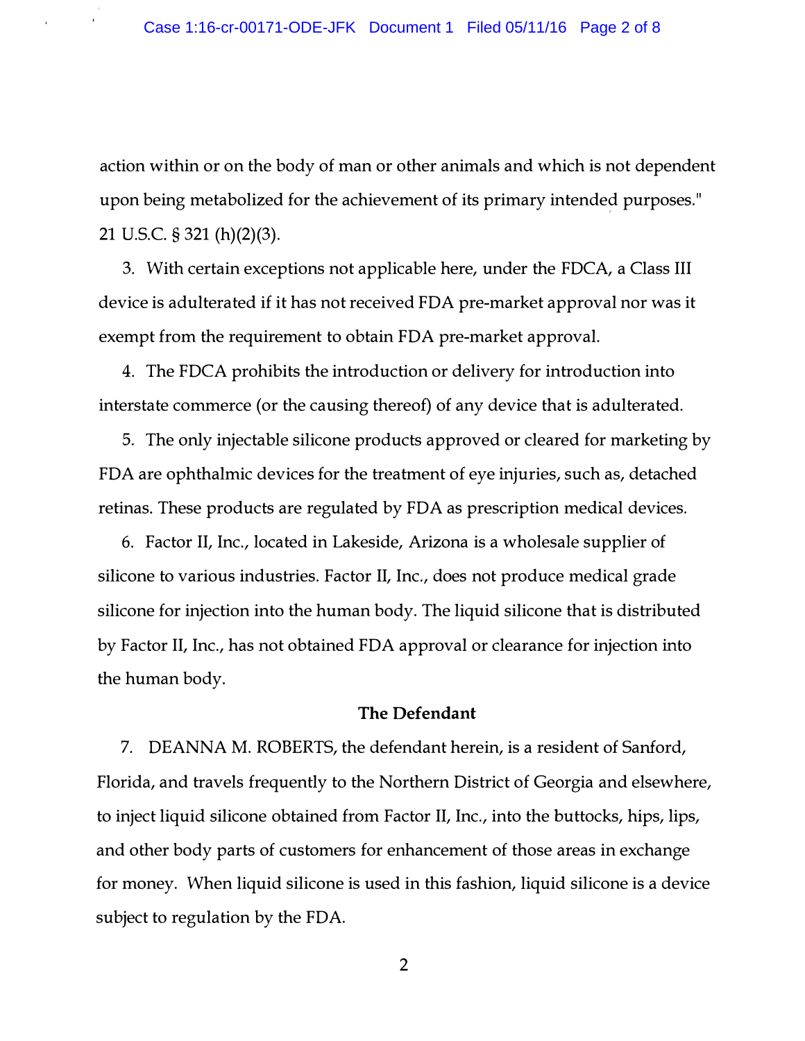action within or on the body of man or other animals and which is not dependent upon being metabolized for the achievement of its primary intended purposes." 21 U.S.C. § 321 (h)(2)(3).

3. With certain exceptions not applicable here, under the FDCA, a Class III device is adulterated if it has not received FDA pre-market approval nor was it exempt from the requirement to obtain FDA pre-market approval.

4. The FDCA prohibits the introduction or delivery for introduction into interstate commerce (or the causing thereof) of any device that is adulterated.

5. The only injectable silicone products approved or cleared for marketing by FDA are ophthalmic devices for the treatment of eye injuries, such as, detached retinas. These products are regulated by FDA as prescription medical devices.

6. Factor II, Inc., located in Lakeside, Arizona is a wholesale supplier of silicone to various industries. Factor II, Inc., does not produce medical grade silicone for injection into the human body. The liquid silicone that is distributed by Factor II, Inc., has not obtained FDA approval or clearance for injection into the human body.

**The Defendant**

7. DEANNA M. ROBERTS, the defendant herein, is a resident of Sanford, Florida, and travels frequently to the Northern District of Georgia and elsewhere, to inject liquid silicone obtained from Factor II, Inc., into the buttocks, hips, lips, and other body parts of customers for enhancement of those areas in exchange for money. When liquid silicone is used in this fashion, liquid silicone is a device subject to regulation by the FDA.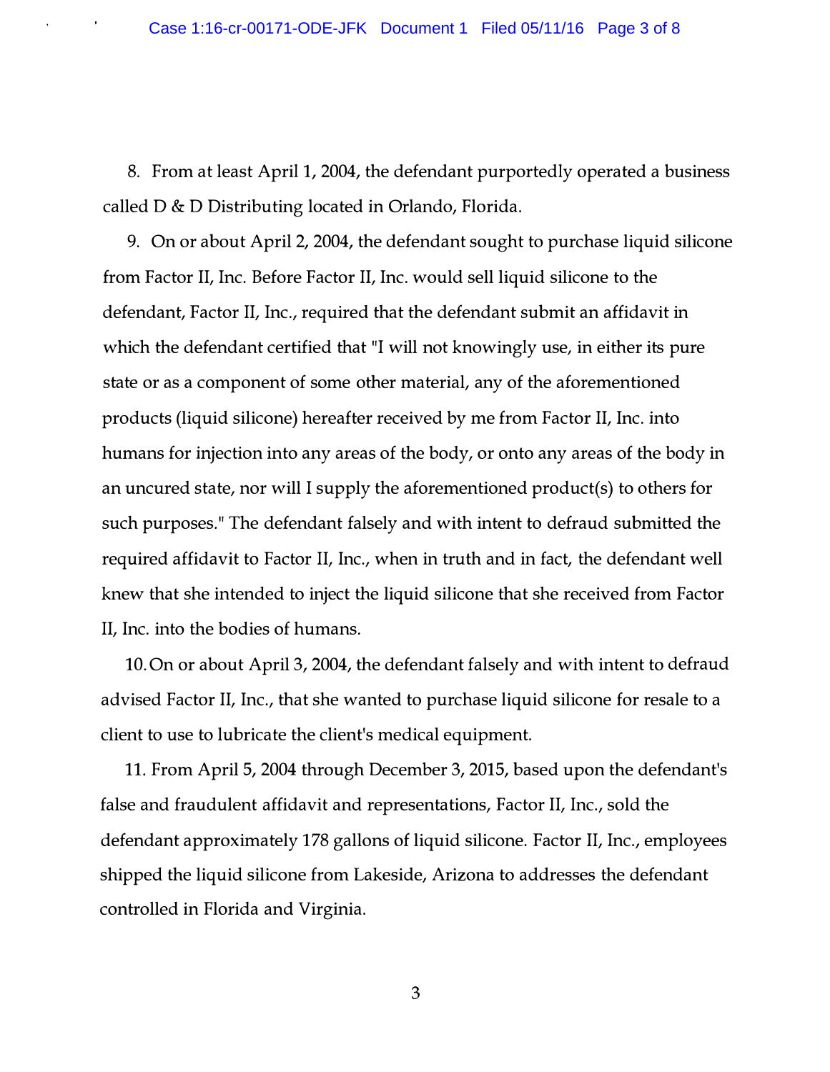8. From at least April 1, 2004, the defendant purportedly operated a business called D & D Distributing located in Orlando, Florida.

9. On or about April 2, 2004, the defendant sought to purchase liquid silicone from Factor II, Inc. Before Factor II, Inc. would sell liquid silicone to the defendant, Factor II, Inc., required that the defendant submit an affidavit in which the defendant certified that "I will not knowingly use, in either its pure state or as a component of some other material, any of the aforementioned products (liquid silicone) hereafter received by me from Factor II, Inc. into humans for injection into any areas of the body, or onto any areas of the body in an uncured state, nor will I supply the aforementioned product(s) to others for such purposes." The defendant falsely and with intent to defraud submitted the required affidavit to Factor II, Inc., when in truth and in fact, the defendant well knew that she intended to inject the liquid silicone that she received from Factor II, Inc. into the bodies of humans.

10. On or about April 3, 2004, the defendant falsely and with intent to defraud advised Factor II, Inc., that she wanted to purchase liquid silicone for resale to a client to use to lubricate the client's medical equipment.

11. From April 5, 2004 through December 3, 2015, based upon the defendant's false and fraudulent affidavit and representations, Factor II, Inc., sold the defendant approximately 178 gallons of liquid silicone. Factor II, Inc., employees shipped the liquid silicone from Lakeside, Arizona to addresses the defendant controlled in Florida and Virginia.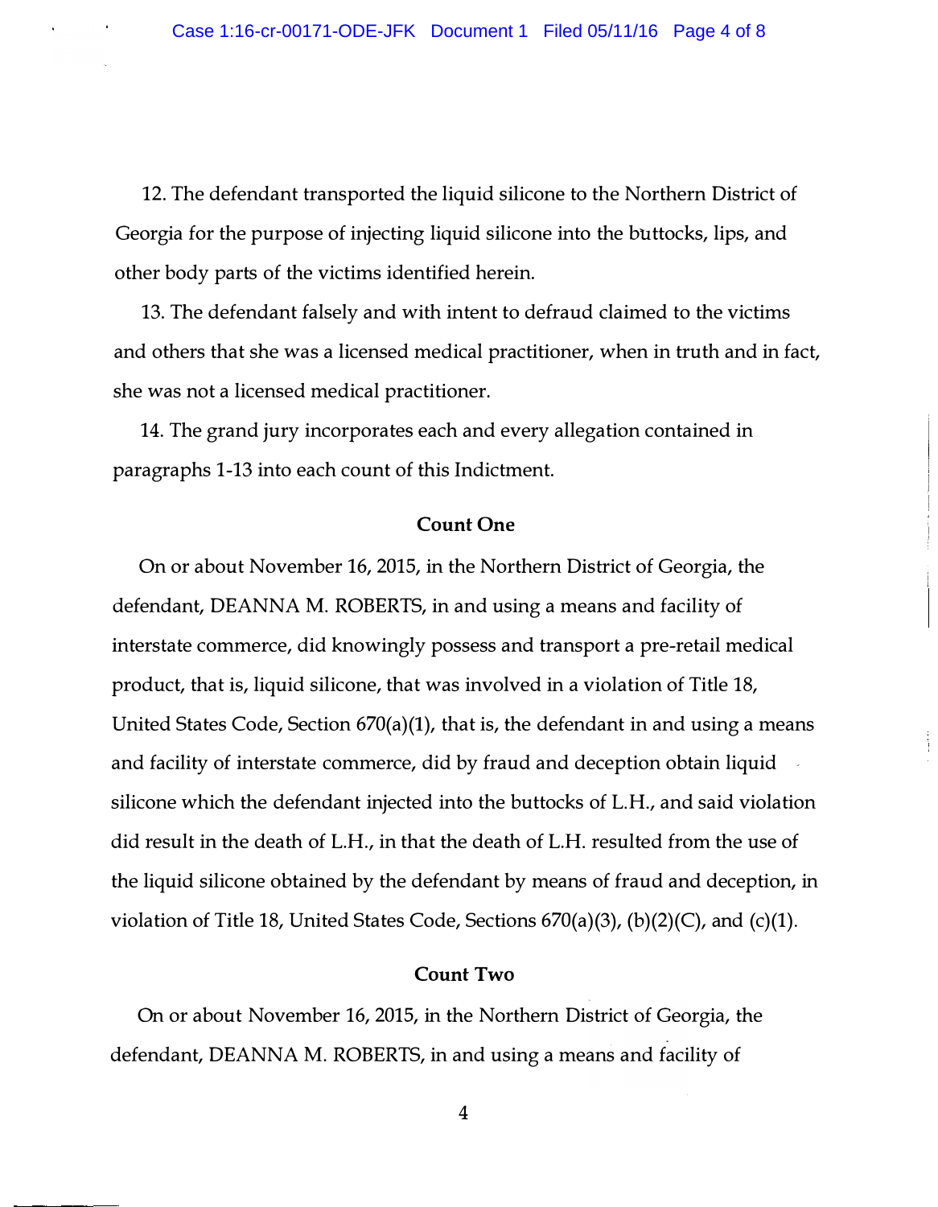12. The defendant transported the liquid silicone to the Northern District of Georgia for the purpose of injecting liquid silicone into the buttocks, lips, and other body parts of the victims identified herein.

13. The defendant falsely and with intent to defraud claimed to the victims and others that she was a licensed medical practitioner, when in truth and in fact, she was not a licensed medical practitioner.

14. The grand jury incorporates each and every allegation contained in paragraphs 1-13 into each count of this Indictment.

**Count One**

On or about November 16, 2015, in the Northern District of Georgia, the defendant, DEANNA M. ROBERTS, in and using a means and facility of interstate commerce, did knowingly possess and transport a pre-retail medical product, that is, liquid silicone, that was involved in a violation of Title 18, United States Code, Section 670(a)(1), that is, the defendant in and using a means and facility of interstate commerce, did by fraud and deception obtain liquid silicone which the defendant injected into the buttocks of L.H., and said violation did result in the death of L.H., in that the death of L.H. resulted from the use of the liquid silicone obtained by the defendant by means of fraud and deception, in violation of Title 18, United States Code, Sections 670(a)(3), (b)(2)(C), and (c)(1).

**Count Two**

On or about November 16, 2015, in the Northern District of Georgia, the defendant, DEANNA M. ROBERTS, in and using a means and facility of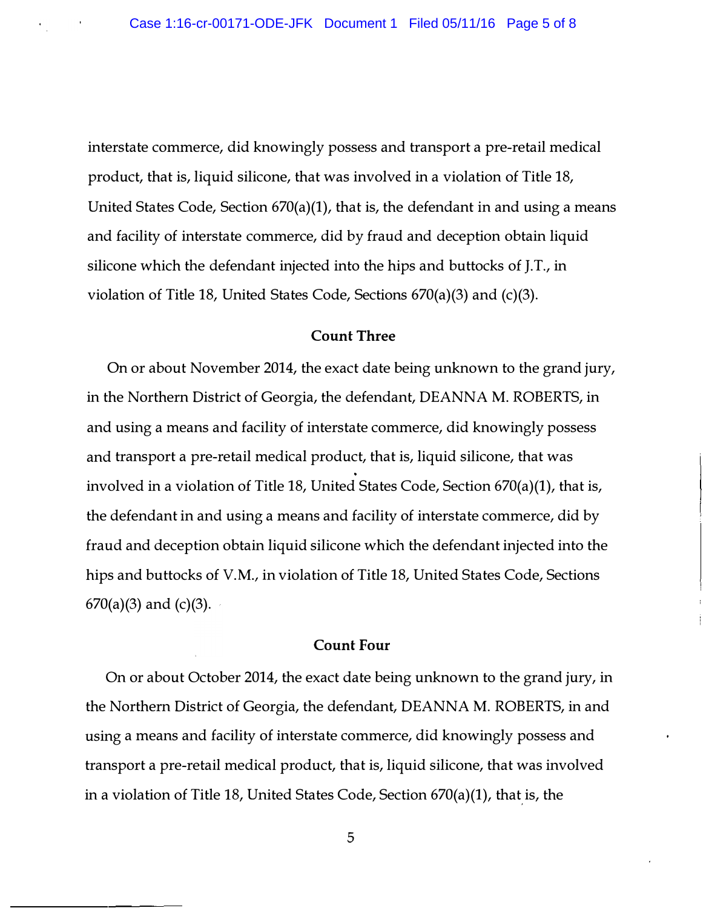interstate commerce, did knowingly possess and transport a pre-retail medical product, that is, liquid silicone, that was involved in a violation of Title 18, United States Code, Section 670(a)(1), that is, the defendant in and using a means and facility of interstate commerce, did by fraud and deception obtain liquid silicone which the defendant injected into the hips and buttocks of J.T., in violation of Title 18, United States Code, Sections 670(a)(3) and (c)(3).

### Count Three

On or about November 2014, the exact date being unknown to the grand jury, in the Northern District of Georgia, the defendant, DEANNA M. ROBERTS, in and using a means and facility of interstate commerce, did knowingly possess and transport a pre-retail medical product, that is, liquid silicone, that was involved in a violation of Title 18, United States Code, Section 670(a)(1), that is, the defendant in and using a means and facility of interstate commerce, did by fraud and deception obtain liquid silicone which the defendant injected into the hips and buttocks of V.M., in violation of Title 18, United States Code, Sections 670(a)(3) and (c)(3).

### Count Four

On or about October 2014, the exact date being unknown to the grand jury, in the Northern District of Georgia, the defendant, DEANNA M. ROBERTS, in and using a means and facility of interstate commerce, did knowingly possess and transport a pre-retail medical product, that is, liquid silicone, that was involved in a violation of Title 18, United States Code, Section 670(a)(1), that is, the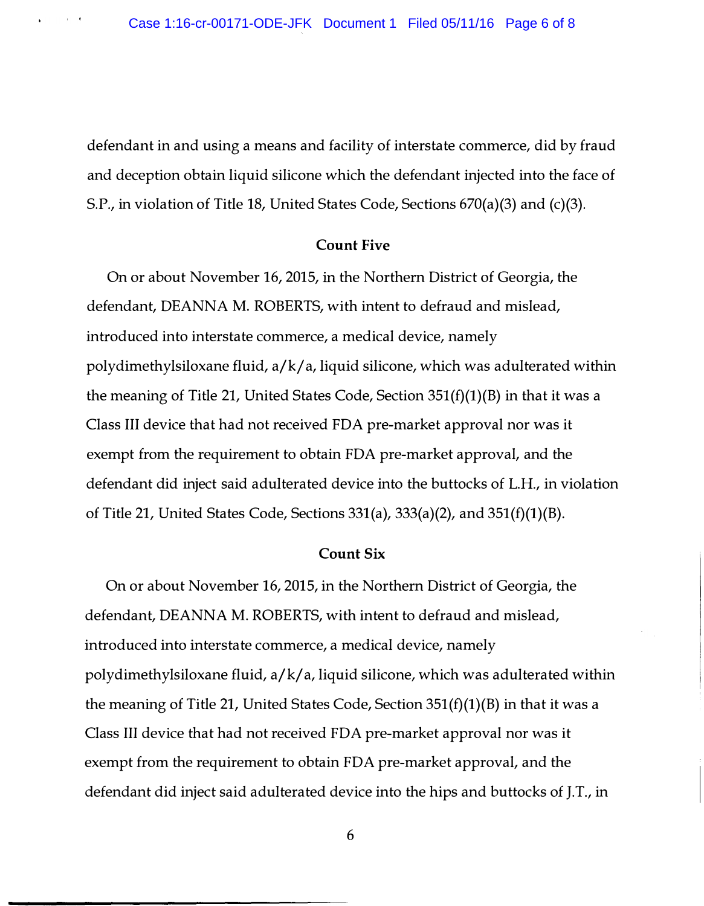defendant in and using a means and facility of interstate commerce, did by fraud and deception obtain liquid silicone which the defendant injected into the face of S.P., in violation of Title 18, United States Code, Sections 670(a)(3) and (c)(3).

### Count Five

On or about November 16, 2015, in the Northern District of Georgia, the defendant, DEANNA M. ROBERTS, with intent to defraud and mislead, introduced into interstate commerce, a medical device, namely polydimethylsiloxane fluid, a/k/a, liquid silicone, which was adulterated within the meaning of Title 21, United States Code, Section 351(f)(1)(B) in that it was a Class III device that had not received FDA pre-market approval nor was it exempt from the requirement to obtain FDA pre-market approval, and the defendant did inject said adulterated device into the buttocks of L.H., in violation of Title 21, United States Code, Sections 331(a), 333(a)(2), and 351(f)(1)(B).

### Count Six

On or about November 16, 2015, in the Northern District of Georgia, the defendant, DEANNA M. ROBERTS, with intent to defraud and mislead, introduced into interstate commerce, a medical device, namely polydimethylsiloxane fluid, a/k/a, liquid silicone, which was adulterated within the meaning of Title 21, United States Code, Section 351(f)(1)(B) in that it was a Class III device that had not received FDA pre-market approval nor was it exempt from the requirement to obtain FDA pre-market approval, and the defendant did inject said adulterated device into the hips and buttocks of J.T., in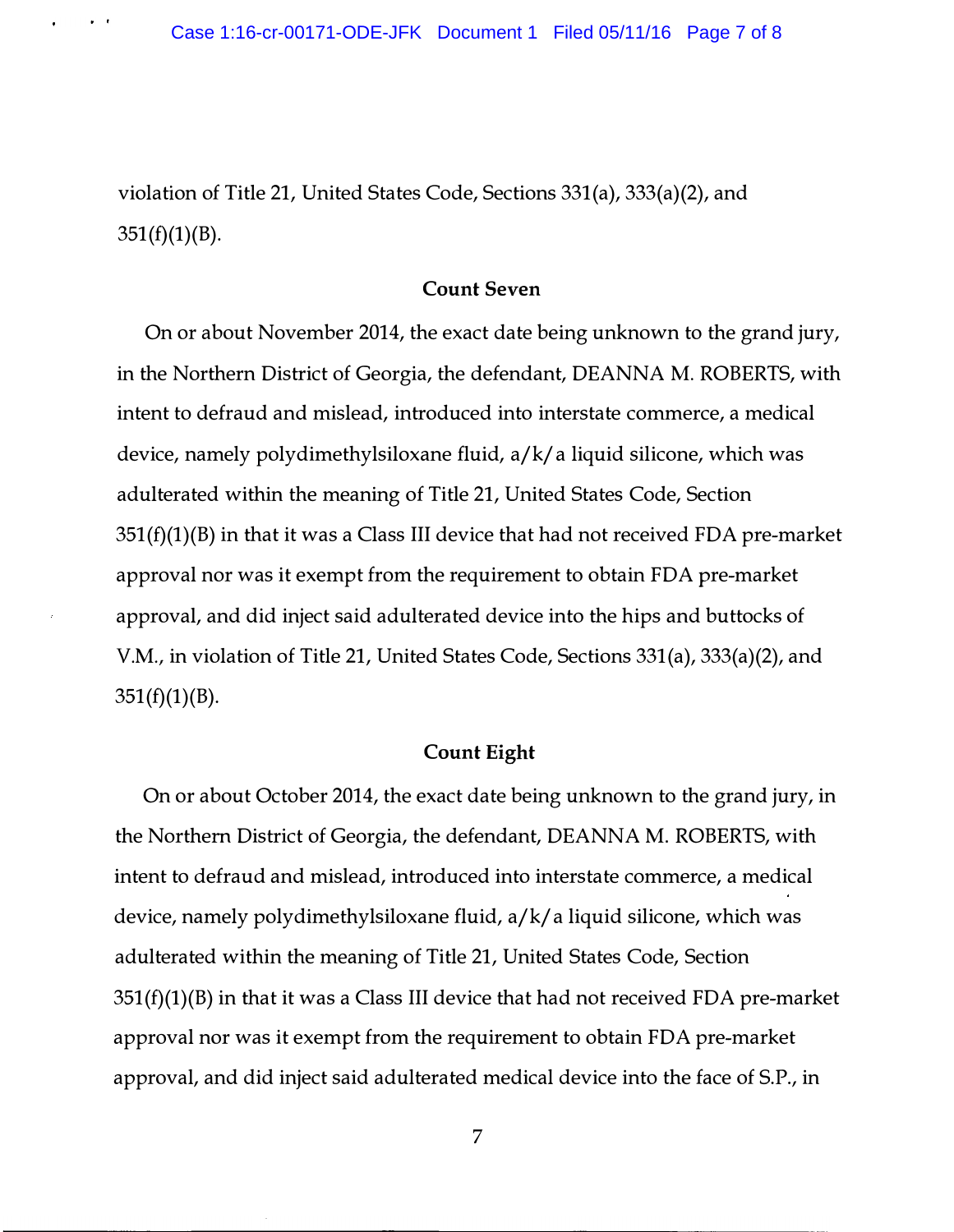violation of Title 21, United States Code, Sections 331(a), 333(a)(2), and 351(f)(1)(B).

**Count Seven**

On or about November 2014, the exact date being unknown to the grand jury, in the Northern District of Georgia, the defendant, DEANNA M. ROBERTS, with intent to defraud and mislead, introduced into interstate commerce, a medical device, namely polydimethylsiloxane fluid, a/k/a liquid silicone, which was adulterated within the meaning of Title 21, United States Code, Section 351(f)(1)(B) in that it was a Class III device that had not received FDA pre-market approval nor was it exempt from the requirement to obtain FDA pre-market approval, and did inject said adulterated device into the hips and buttocks of V.M., in violation of Title 21, United States Code, Sections 331(a), 333(a)(2), and 351(f)(1)(B).

**Count Eight**

On or about October 2014, the exact date being unknown to the grand jury, in the Northern District of Georgia, the defendant, DEANNA M. ROBERTS, with intent to defraud and mislead, introduced into interstate commerce, a medical device, namely polydimethylsiloxane fluid, a/k/a liquid silicone, which was adulterated within the meaning of Title 21, United States Code, Section 351(f)(1)(B) in that it was a Class III device that had not received FDA pre-market approval nor was it exempt from the requirement to obtain FDA pre-market approval, and did inject said adulterated medical device into the face of S.P., in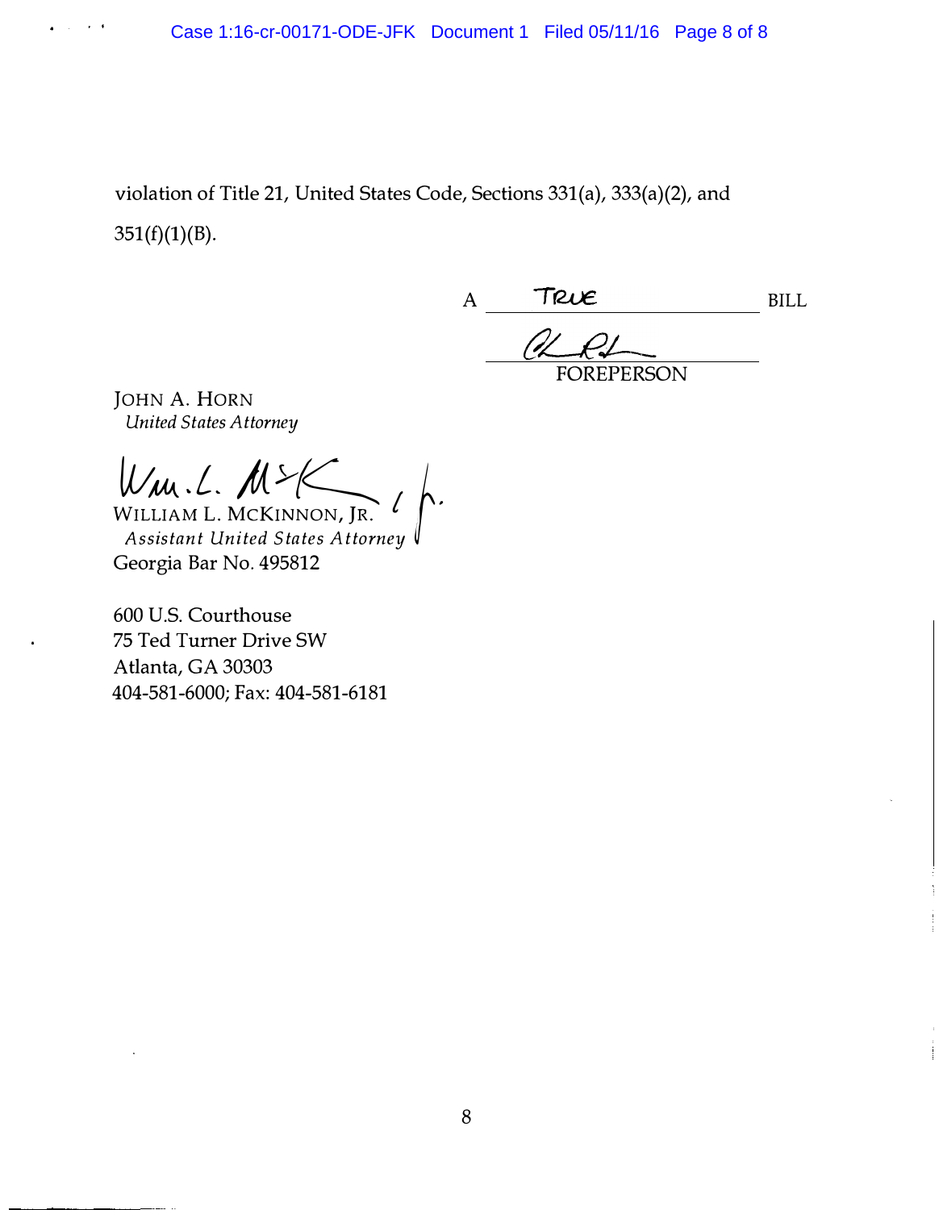violation of Title 21, United States Code, Sections 331(a), 333(a)(2), and 351(f)(1)(B).

A TRUE BILL

FOREPERSON

JOHN A. HORN
*United States Attorney*

WILLIAM L. MCKINNON, JR.
*Assistant United States Attorney*
Georgia Bar No. 495812

600 U.S. Courthouse
75 Ted Turner Drive SW
Atlanta, GA 30303
404-581-6000; Fax: 404-581-6181